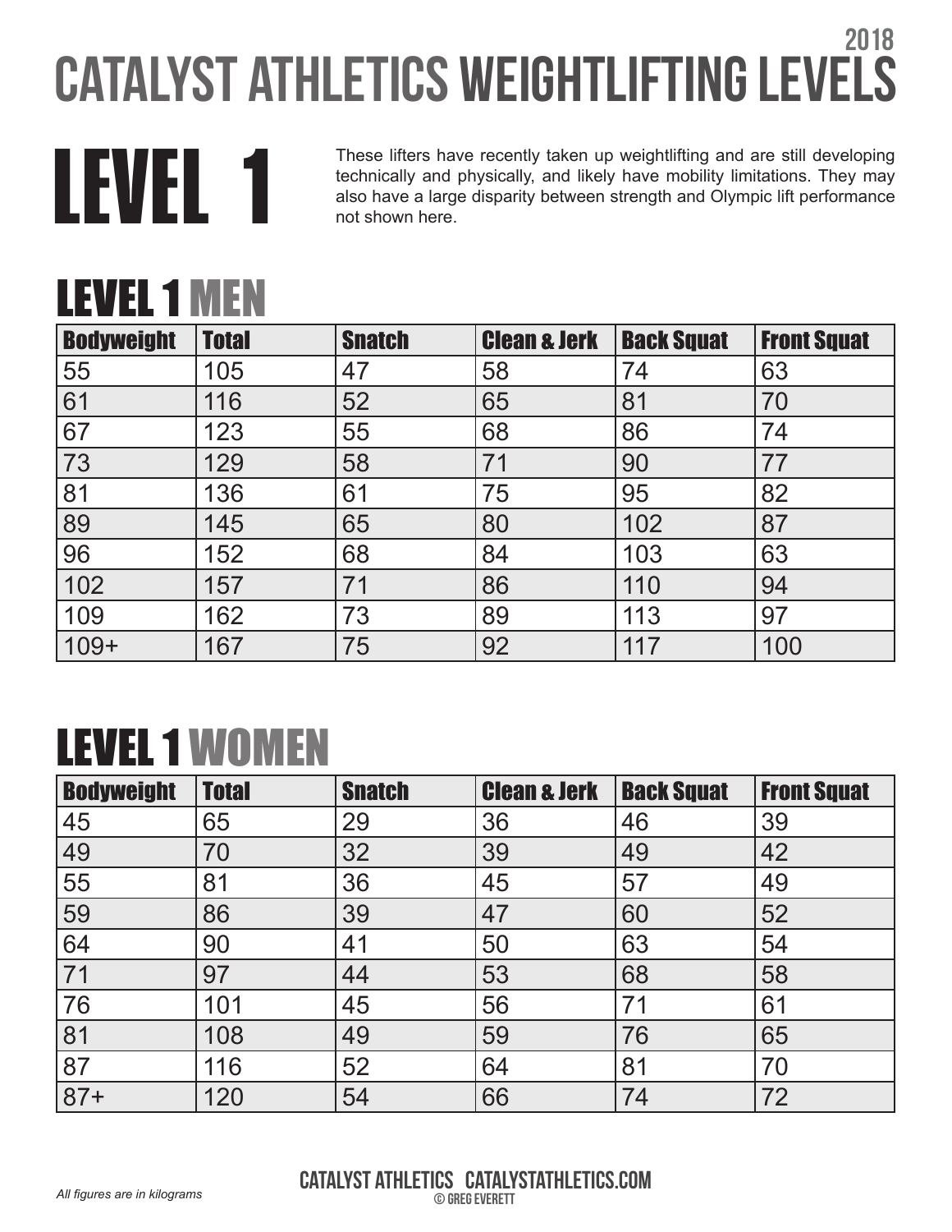2018

# CATALYST ATHLETICS WEIGHTLIFTING LEVELS

# LEVEL 1

These lifters have recently taken up weightlifting and are still developing technically and physically, and likely have mobility limitations. They may also have a large disparity between strength and Olympic lift performance not shown here.

## LEVEL 1 MEN

| Bodyweight | Total | Snatch | Clean & Jerk | Back Squat | Front Squat |
|---|---|---|---|---|---|
| 55 | 105 | 47 | 58 | 74 | 63 |
| 61 | 116 | 52 | 65 | 81 | 70 |
| 67 | 123 | 55 | 68 | 86 | 74 |
| 73 | 129 | 58 | 71 | 90 | 77 |
| 81 | 136 | 61 | 75 | 95 | 82 |
| 89 | 145 | 65 | 80 | 102 | 87 |
| 96 | 152 | 68 | 84 | 103 | 63 |
| 102 | 157 | 71 | 86 | 110 | 94 |
| 109 | 162 | 73 | 89 | 113 | 97 |
| 109+ | 167 | 75 | 92 | 117 | 100 |

## LEVEL 1 WOMEN

| Bodyweight | Total | Snatch | Clean & Jerk | Back Squat | Front Squat |
|---|---|---|---|---|---|
| 45 | 65 | 29 | 36 | 46 | 39 |
| 49 | 70 | 32 | 39 | 49 | 42 |
| 55 | 81 | 36 | 45 | 57 | 49 |
| 59 | 86 | 39 | 47 | 60 | 52 |
| 64 | 90 | 41 | 50 | 63 | 54 |
| 71 | 97 | 44 | 53 | 68 | 58 |
| 76 | 101 | 45 | 56 | 71 | 61 |
| 81 | 108 | 49 | 59 | 76 | 65 |
| 87 | 116 | 52 | 64 | 81 | 70 |
| 87+ | 120 | 54 | 66 | 74 | 72 |

*All figures are in kilograms*

CATALYST ATHLETICS CATALYSTATHLETICS.COM
© GREG EVERETT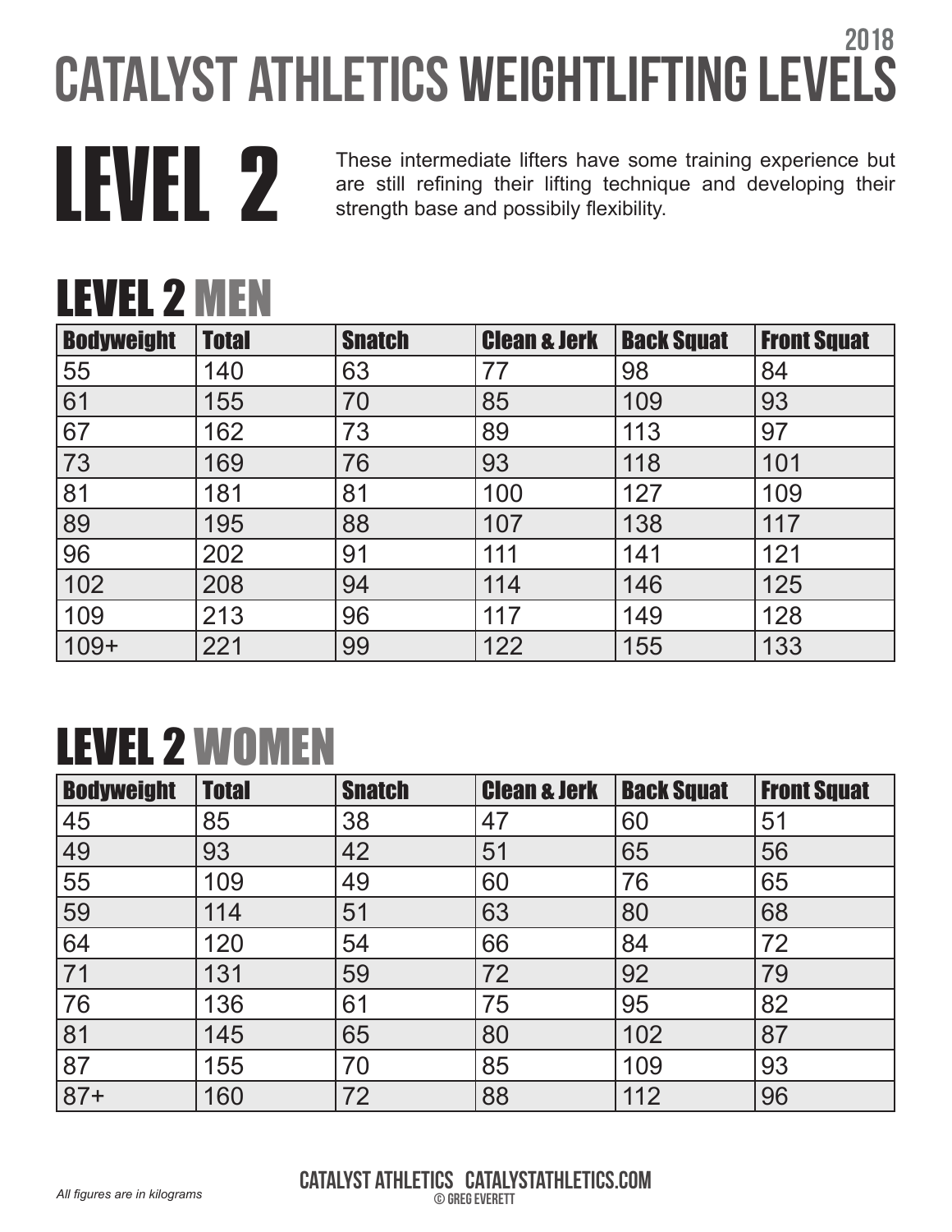2018

# CATALYST ATHLETICS WEIGHTLIFTING LEVELS

# LEVEL 2

These intermediate lifters have some training experience but are still refining their lifting technique and developing their strength base and possibily flexibility.

## LEVEL 2 MEN

| Bodyweight | Total | Snatch | Clean & Jerk | Back Squat | Front Squat |
|---|---|---|---|---|---|
| 55 | 140 | 63 | 77 | 98 | 84 |
| 61 | 155 | 70 | 85 | 109 | 93 |
| 67 | 162 | 73 | 89 | 113 | 97 |
| 73 | 169 | 76 | 93 | 118 | 101 |
| 81 | 181 | 81 | 100 | 127 | 109 |
| 89 | 195 | 88 | 107 | 138 | 117 |
| 96 | 202 | 91 | 111 | 141 | 121 |
| 102 | 208 | 94 | 114 | 146 | 125 |
| 109 | 213 | 96 | 117 | 149 | 128 |
| 109+ | 221 | 99 | 122 | 155 | 133 |

## LEVEL 2 WOMEN

| Bodyweight | Total | Snatch | Clean & Jerk | Back Squat | Front Squat |
|---|---|---|---|---|---|
| 45 | 85 | 38 | 47 | 60 | 51 |
| 49 | 93 | 42 | 51 | 65 | 56 |
| 55 | 109 | 49 | 60 | 76 | 65 |
| 59 | 114 | 51 | 63 | 80 | 68 |
| 64 | 120 | 54 | 66 | 84 | 72 |
| 71 | 131 | 59 | 72 | 92 | 79 |
| 76 | 136 | 61 | 75 | 95 | 82 |
| 81 | 145 | 65 | 80 | 102 | 87 |
| 87 | 155 | 70 | 85 | 109 | 93 |
| 87+ | 160 | 72 | 88 | 112 | 96 |

*All figures are in kilograms*

CATALYST ATHLETICS CATALYSTATHLETICS.COM
© GREG EVERETT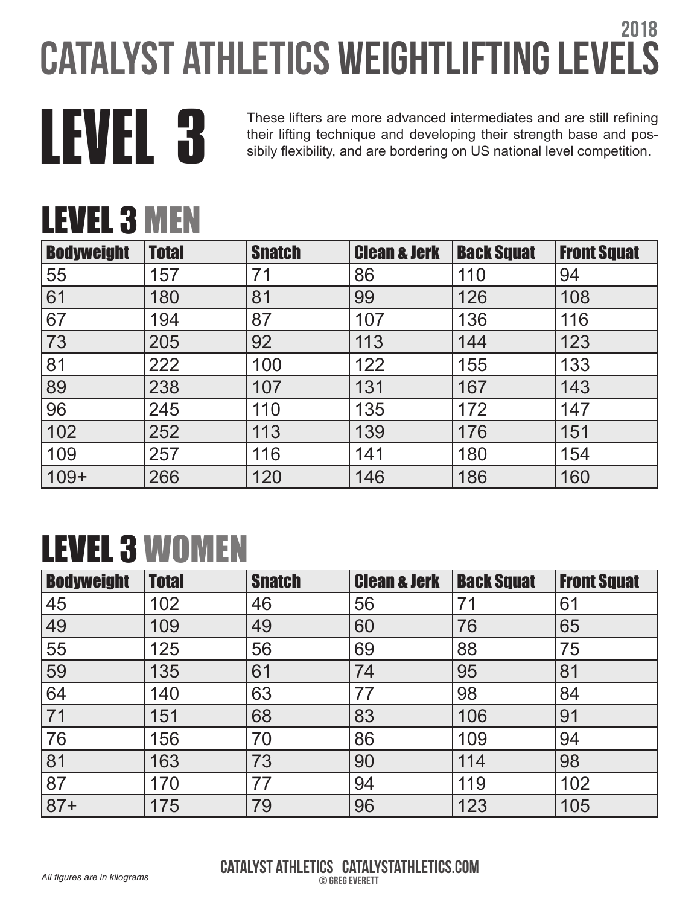# 2018 CATALYST ATHLETICS WEIGHTLIFTING LEVELS

# LEVEL 3

These lifters are more advanced intermediates and are still refining their lifting technique and developing their strength base and possibly flexibility, and are bordering on US national level competition.

## LEVEL 3 MEN

| Bodyweight | Total | Snatch | Clean & Jerk | Back Squat | Front Squat |
|---|---|---|---|---|---|
| 55 | 157 | 71 | 86 | 110 | 94 |
| 61 | 180 | 81 | 99 | 126 | 108 |
| 67 | 194 | 87 | 107 | 136 | 116 |
| 73 | 205 | 92 | 113 | 144 | 123 |
| 81 | 222 | 100 | 122 | 155 | 133 |
| 89 | 238 | 107 | 131 | 167 | 143 |
| 96 | 245 | 110 | 135 | 172 | 147 |
| 102 | 252 | 113 | 139 | 176 | 151 |
| 109 | 257 | 116 | 141 | 180 | 154 |
| 109+ | 266 | 120 | 146 | 186 | 160 |

## LEVEL 3 WOMEN

| Bodyweight | Total | Snatch | Clean & Jerk | Back Squat | Front Squat |
|---|---|---|---|---|---|
| 45 | 102 | 46 | 56 | 71 | 61 |
| 49 | 109 | 49 | 60 | 76 | 65 |
| 55 | 125 | 56 | 69 | 88 | 75 |
| 59 | 135 | 61 | 74 | 95 | 81 |
| 64 | 140 | 63 | 77 | 98 | 84 |
| 71 | 151 | 68 | 83 | 106 | 91 |
| 76 | 156 | 70 | 86 | 109 | 94 |
| 81 | 163 | 73 | 90 | 114 | 98 |
| 87 | 170 | 77 | 94 | 119 | 102 |
| 87+ | 175 | 79 | 96 | 123 | 105 |

*All figures are in kilograms*

CATALYST ATHLETICS CATALYSTATHLETICS.COM
© GREG EVERETT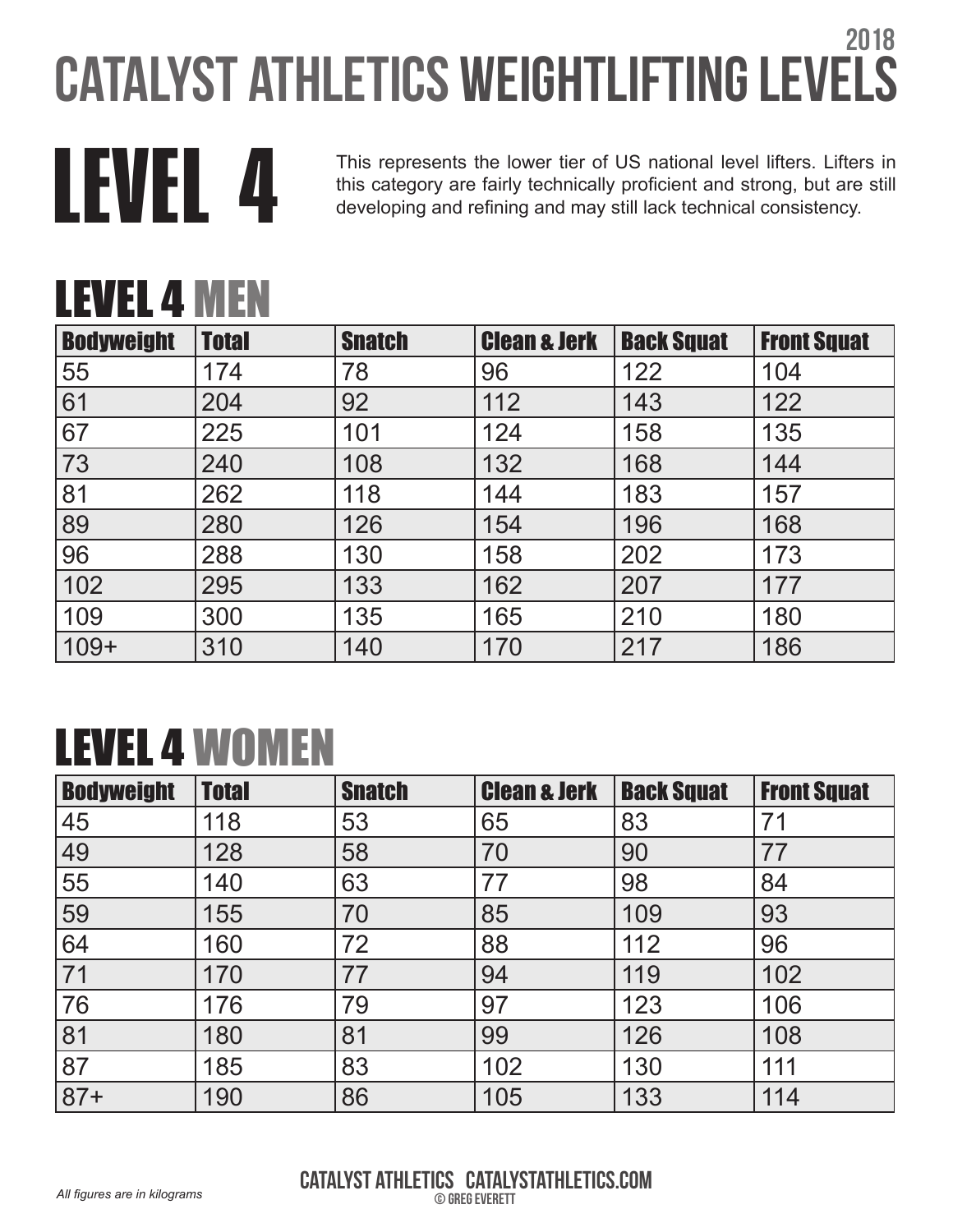2018

# CATALYST ATHLETICS WEIGHTLIFTING LEVELS

# LEVEL 4

This represents the lower tier of US national level lifters. Lifters in this category are fairly technically proficient and strong, but are still developing and refining and may still lack technical consistency.

## LEVEL 4 MEN

| Bodyweight | Total | Snatch | Clean & Jerk | Back Squat | Front Squat |
|---|---|---|---|---|---|
| 55 | 174 | 78 | 96 | 122 | 104 |
| 61 | 204 | 92 | 112 | 143 | 122 |
| 67 | 225 | 101 | 124 | 158 | 135 |
| 73 | 240 | 108 | 132 | 168 | 144 |
| 81 | 262 | 118 | 144 | 183 | 157 |
| 89 | 280 | 126 | 154 | 196 | 168 |
| 96 | 288 | 130 | 158 | 202 | 173 |
| 102 | 295 | 133 | 162 | 207 | 177 |
| 109 | 300 | 135 | 165 | 210 | 180 |
| 109+ | 310 | 140 | 170 | 217 | 186 |

## LEVEL 4 WOMEN

| Bodyweight | Total | Snatch | Clean & Jerk | Back Squat | Front Squat |
|---|---|---|---|---|---|
| 45 | 118 | 53 | 65 | 83 | 71 |
| 49 | 128 | 58 | 70 | 90 | 77 |
| 55 | 140 | 63 | 77 | 98 | 84 |
| 59 | 155 | 70 | 85 | 109 | 93 |
| 64 | 160 | 72 | 88 | 112 | 96 |
| 71 | 170 | 77 | 94 | 119 | 102 |
| 76 | 176 | 79 | 97 | 123 | 106 |
| 81 | 180 | 81 | 99 | 126 | 108 |
| 87 | 185 | 83 | 102 | 130 | 111 |
| 87+ | 190 | 86 | 105 | 133 | 114 |

*All figures are in kilograms*

CATALYST ATHLETICS CATALYSTATHLETICS.COM
© GREG EVERETT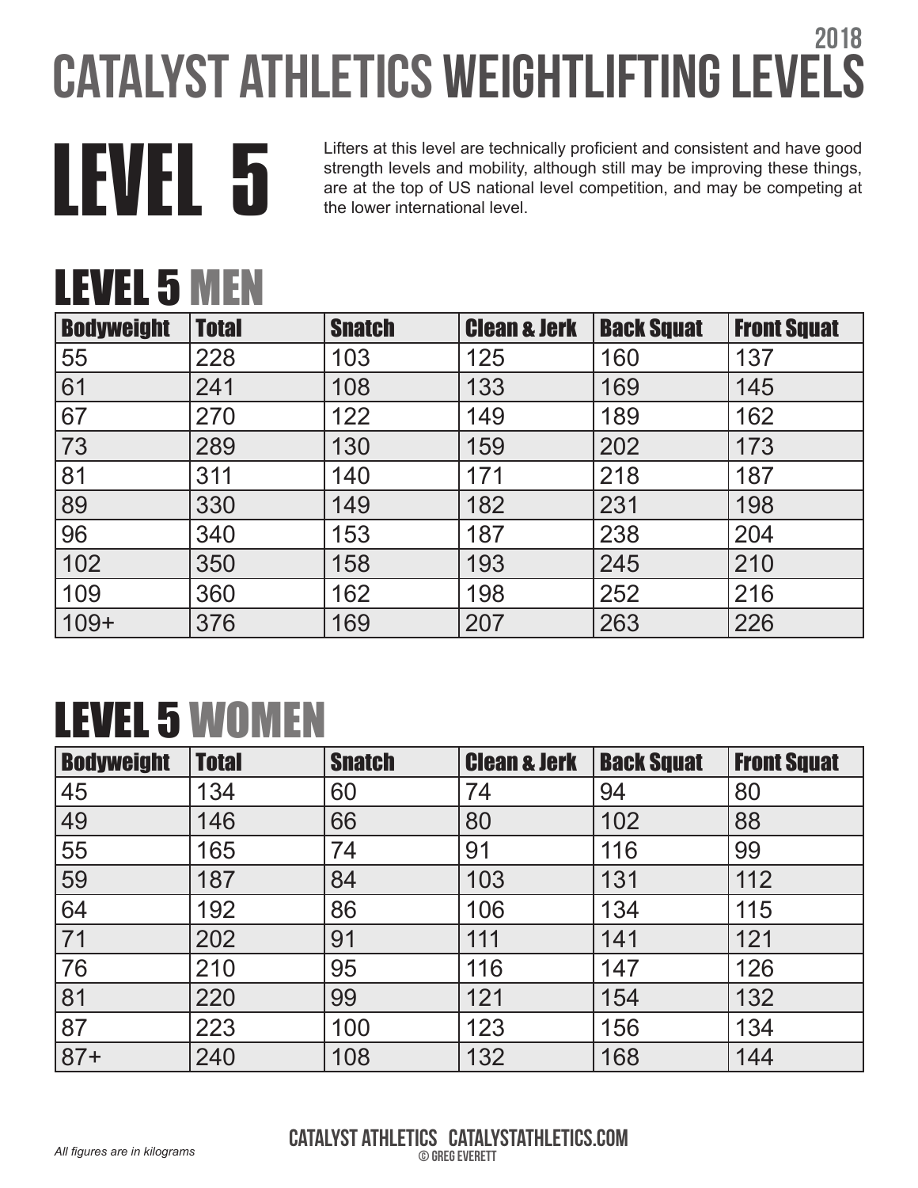2018

# CATALYST ATHLETICS WEIGHTLIFTING LEVELS

# LEVEL 5

Lifters at this level are technically proficient and consistent and have good strength levels and mobility, although still may be improving these things, are at the top of US national level competition, and may be competing at the lower international level.

## LEVEL 5 MEN

| Bodyweight | Total | Snatch | Clean & Jerk | Back Squat | Front Squat |
|---|---|---|---|---|---|
| 55 | 228 | 103 | 125 | 160 | 137 |
| 61 | 241 | 108 | 133 | 169 | 145 |
| 67 | 270 | 122 | 149 | 189 | 162 |
| 73 | 289 | 130 | 159 | 202 | 173 |
| 81 | 311 | 140 | 171 | 218 | 187 |
| 89 | 330 | 149 | 182 | 231 | 198 |
| 96 | 340 | 153 | 187 | 238 | 204 |
| 102 | 350 | 158 | 193 | 245 | 210 |
| 109 | 360 | 162 | 198 | 252 | 216 |
| 109+ | 376 | 169 | 207 | 263 | 226 |

## LEVEL 5 WOMEN

| Bodyweight | Total | Snatch | Clean & Jerk | Back Squat | Front Squat |
|---|---|---|---|---|---|
| 45 | 134 | 60 | 74 | 94 | 80 |
| 49 | 146 | 66 | 80 | 102 | 88 |
| 55 | 165 | 74 | 91 | 116 | 99 |
| 59 | 187 | 84 | 103 | 131 | 112 |
| 64 | 192 | 86 | 106 | 134 | 115 |
| 71 | 202 | 91 | 111 | 141 | 121 |
| 76 | 210 | 95 | 116 | 147 | 126 |
| 81 | 220 | 99 | 121 | 154 | 132 |
| 87 | 223 | 100 | 123 | 156 | 134 |
| 87+ | 240 | 108 | 132 | 168 | 144 |

*All figures are in kilograms*

CATALYST ATHLETICS CATALYSTATHLETICS.COM
© GREG EVERETT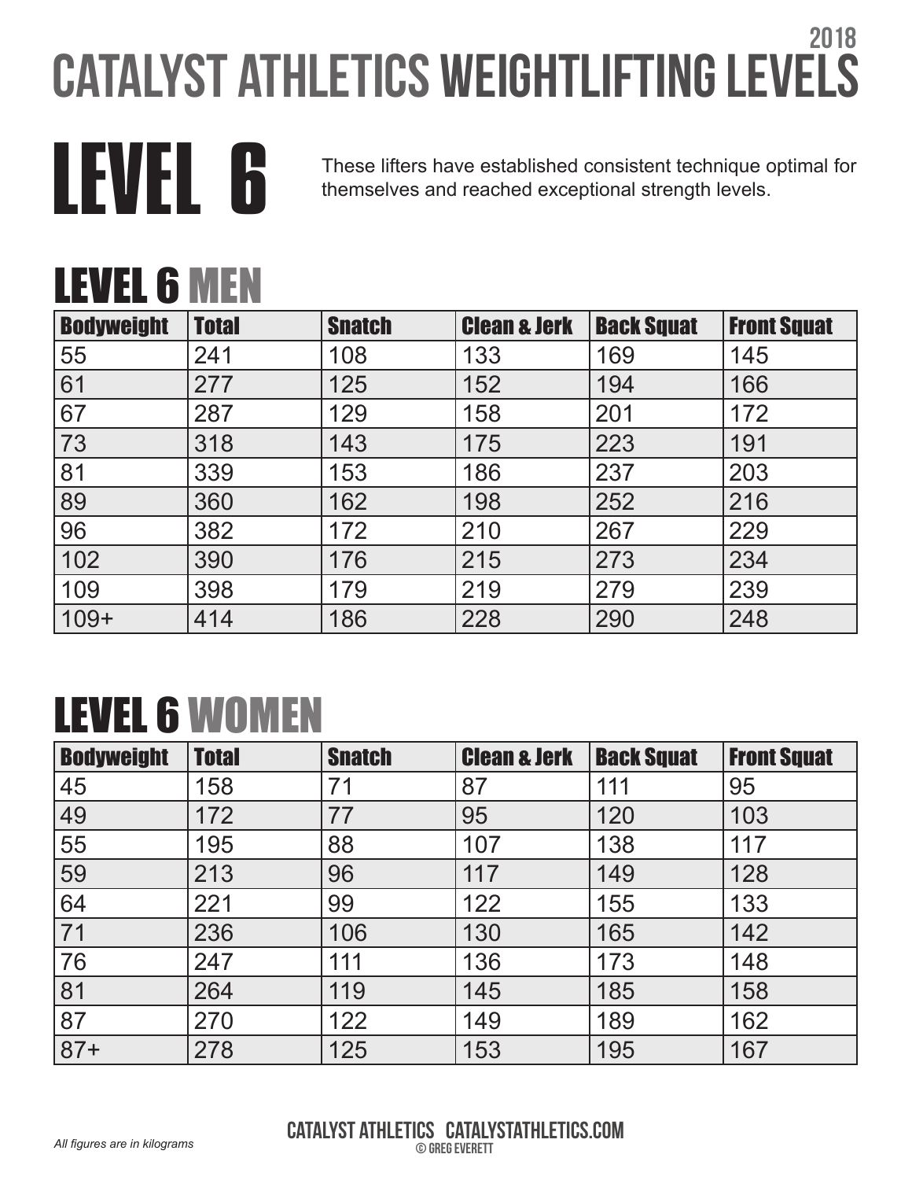# 2018 CATALYST ATHLETICS WEIGHTLIFTING LEVELS

# LEVEL 6

These lifters have established consistent technique optimal for themselves and reached exceptional strength levels.

## LEVEL 6 MEN

| Bodyweight | Total | Snatch | Clean & Jerk | Back Squat | Front Squat |
|---|---|---|---|---|---|
| 55 | 241 | 108 | 133 | 169 | 145 |
| 61 | 277 | 125 | 152 | 194 | 166 |
| 67 | 287 | 129 | 158 | 201 | 172 |
| 73 | 318 | 143 | 175 | 223 | 191 |
| 81 | 339 | 153 | 186 | 237 | 203 |
| 89 | 360 | 162 | 198 | 252 | 216 |
| 96 | 382 | 172 | 210 | 267 | 229 |
| 102 | 390 | 176 | 215 | 273 | 234 |
| 109 | 398 | 179 | 219 | 279 | 239 |
| 109+ | 414 | 186 | 228 | 290 | 248 |

## LEVEL 6 WOMEN

| Bodyweight | Total | Snatch | Clean & Jerk | Back Squat | Front Squat |
|---|---|---|---|---|---|
| 45 | 158 | 71 | 87 | 111 | 95 |
| 49 | 172 | 77 | 95 | 120 | 103 |
| 55 | 195 | 88 | 107 | 138 | 117 |
| 59 | 213 | 96 | 117 | 149 | 128 |
| 64 | 221 | 99 | 122 | 155 | 133 |
| 71 | 236 | 106 | 130 | 165 | 142 |
| 76 | 247 | 111 | 136 | 173 | 148 |
| 81 | 264 | 119 | 145 | 185 | 158 |
| 87 | 270 | 122 | 149 | 189 | 162 |
| 87+ | 278 | 125 | 153 | 195 | 167 |

*All figures are in kilograms*

CATALYST ATHLETICS CATALYSTATHLETICS.COM
© GREG EVERETT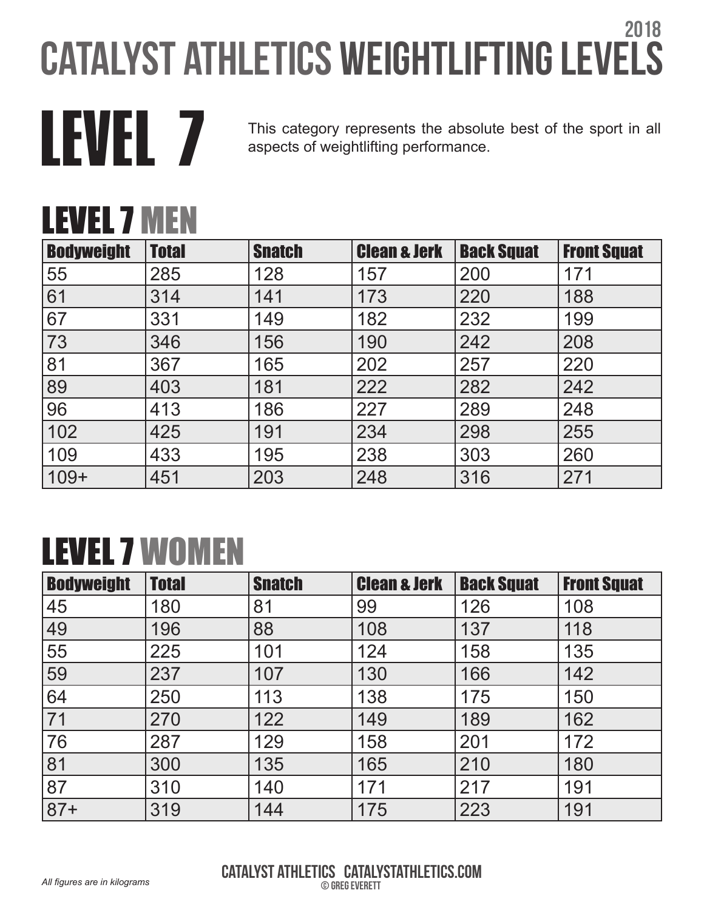2018

# CATALYST ATHLETICS WEIGHTLIFTING LEVELS

# LEVEL 7

This category represents the absolute best of the sport in all aspects of weightlifting performance.

## LEVEL 7 MEN

| Bodyweight | Total | Snatch | Clean & Jerk | Back Squat | Front Squat |
|---|---|---|---|---|---|
| 55 | 285 | 128 | 157 | 200 | 171 |
| 61 | 314 | 141 | 173 | 220 | 188 |
| 67 | 331 | 149 | 182 | 232 | 199 |
| 73 | 346 | 156 | 190 | 242 | 208 |
| 81 | 367 | 165 | 202 | 257 | 220 |
| 89 | 403 | 181 | 222 | 282 | 242 |
| 96 | 413 | 186 | 227 | 289 | 248 |
| 102 | 425 | 191 | 234 | 298 | 255 |
| 109 | 433 | 195 | 238 | 303 | 260 |
| 109+ | 451 | 203 | 248 | 316 | 271 |

## LEVEL 7 WOMEN

| Bodyweight | Total | Snatch | Clean & Jerk | Back Squat | Front Squat |
|---|---|---|---|---|---|
| 45 | 180 | 81 | 99 | 126 | 108 |
| 49 | 196 | 88 | 108 | 137 | 118 |
| 55 | 225 | 101 | 124 | 158 | 135 |
| 59 | 237 | 107 | 130 | 166 | 142 |
| 64 | 250 | 113 | 138 | 175 | 150 |
| 71 | 270 | 122 | 149 | 189 | 162 |
| 76 | 287 | 129 | 158 | 201 | 172 |
| 81 | 300 | 135 | 165 | 210 | 180 |
| 87 | 310 | 140 | 171 | 217 | 191 |
| 87+ | 319 | 144 | 175 | 223 | 191 |

*All figures are in kilograms*

CATALYST ATHLETICS CATALYSTATHLETICS.COM
© GREG EVERETT